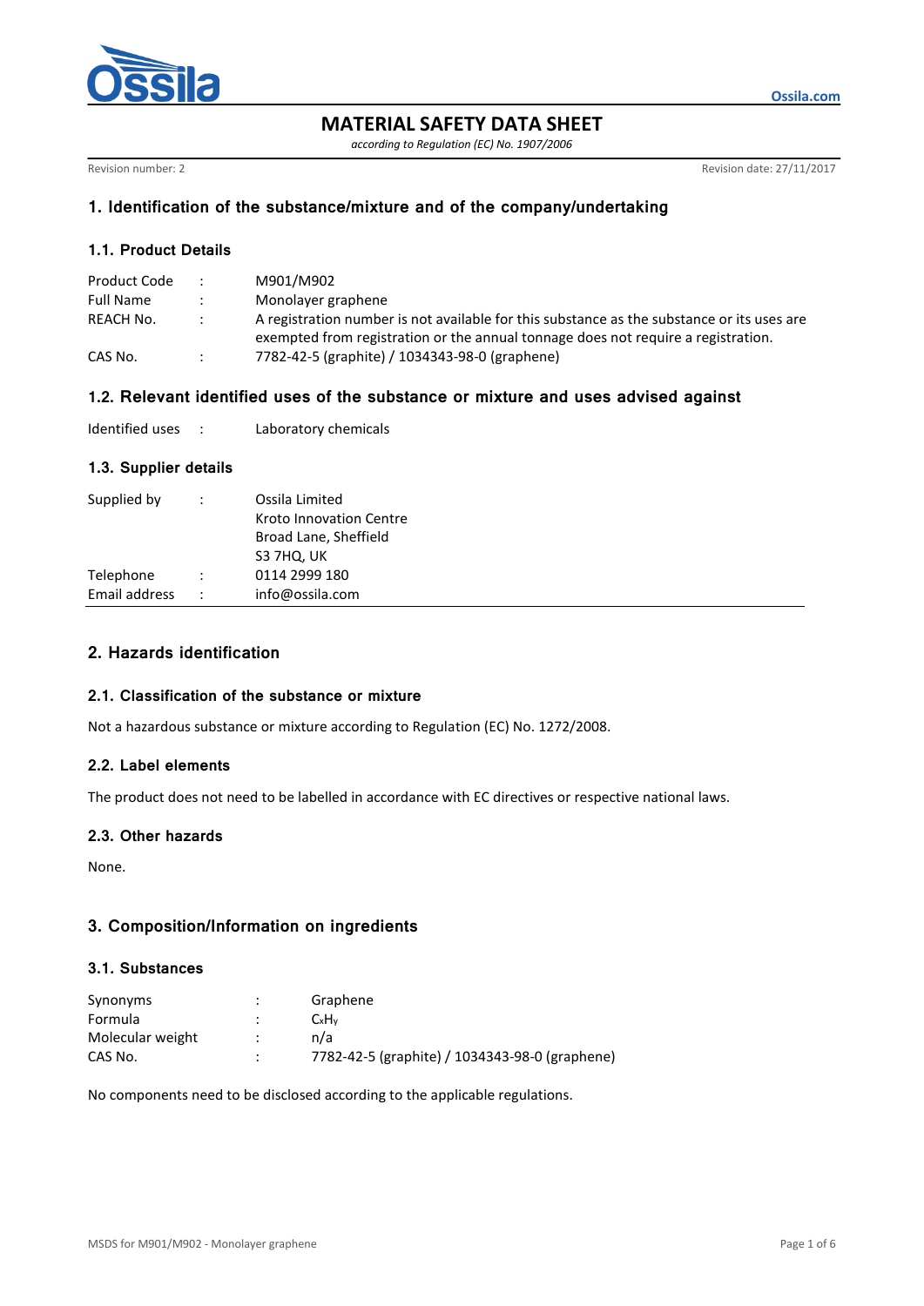# MATERIAL SAFETY DATA SHEET

*according to Regulation (EC) No. 1907/2006*

Revision number: 2 | Revision date: 27/11/2017

## 1. Identification of the substance/mixture and of the company/undertaking

### 1.1. Product Details

| | | |
|---|---|---|
| Product Code | : | M901/M902 |
| Full Name | : | Monolayer graphene |
| REACH No. | : | A registration number is not available for this substance as the substance or its uses are exempted from registration or the annual tonnage does not require a registration. |
| CAS No. | : | 7782-42-5 (graphite) / 1034343-98-0 (graphene) |

### 1.2. Relevant identified uses of the substance or mixture and uses advised against

| | | |
|---|---|---|
| Identified uses | : | Laboratory chemicals |

### 1.3. Supplier details

| | | |
|---|---|---|
| Supplied by | : | Ossila Limited<br>Kroto Innovation Centre<br>Broad Lane, Sheffield<br>S3 7HQ, UK |
| Telephone | : | 0114 2999 180 |
| Email address | : | info@ossila.com |

## 2. Hazards identification

### 2.1. Classification of the substance or mixture

Not a hazardous substance or mixture according to Regulation (EC) No. 1272/2008.

### 2.2. Label elements

The product does not need to be labelled in accordance with EC directives or respective national laws.

### 2.3. Other hazards

None.

## 3. Composition/Information on ingredients

### 3.1. Substances

| | | |
|---|---|---|
| Synonyms | : | Graphene |
| Formula | : | $C_xH_y$ |
| Molecular weight | : | n/a |
| CAS No. | : | 7782-42-5 (graphite) / 1034343-98-0 (graphene) |

No components need to be disclosed according to the applicable regulations.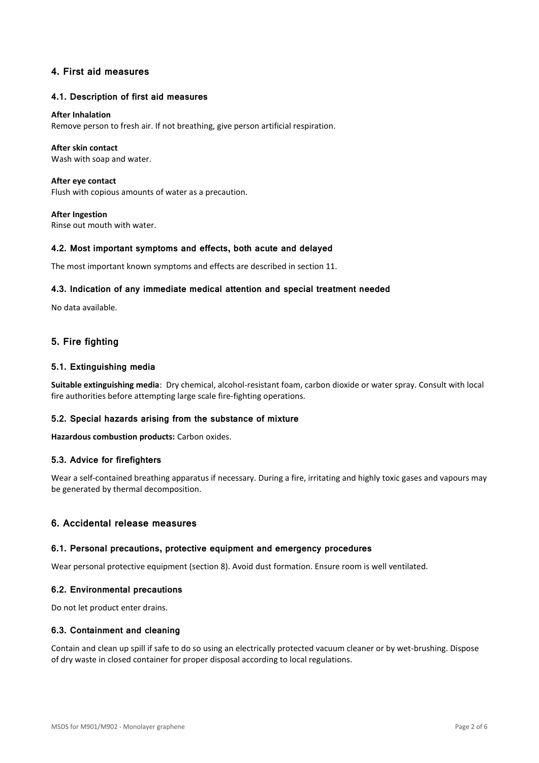## 4. First aid measures

### 4.1. Description of first aid measures

**After Inhalation**
Remove person to fresh air. If not breathing, give person artificial respiration.

**After skin contact**
Wash with soap and water.

**After eye contact**
Flush with copious amounts of water as a precaution.

**After Ingestion**
Rinse out mouth with water.

### 4.2. Most important symptoms and effects, both acute and delayed

The most important known symptoms and effects are described in section 11.

### 4.3. Indication of any immediate medical attention and special treatment needed

No data available.

## 5. Fire fighting

### 5.1. Extinguishing media

**Suitable extinguishing media**: Dry chemical, alcohol-resistant foam, carbon dioxide or water spray. Consult with local fire authorities before attempting large scale fire-fighting operations.

### 5.2. Special hazards arising from the substance of mixture

**Hazardous combustion products:** Carbon oxides.

### 5.3. Advice for firefighters

Wear a self-contained breathing apparatus if necessary. During a fire, irritating and highly toxic gases and vapours may be generated by thermal decomposition.

## 6. Accidental release measures

### 6.1. Personal precautions, protective equipment and emergency procedures

Wear personal protective equipment (section 8). Avoid dust formation. Ensure room is well ventilated.

### 6.2. Environmental precautions

Do not let product enter drains.

### 6.3. Containment and cleaning

Contain and clean up spill if safe to do so using an electrically protected vacuum cleaner or by wet-brushing. Dispose of dry waste in closed container for proper disposal according to local regulations.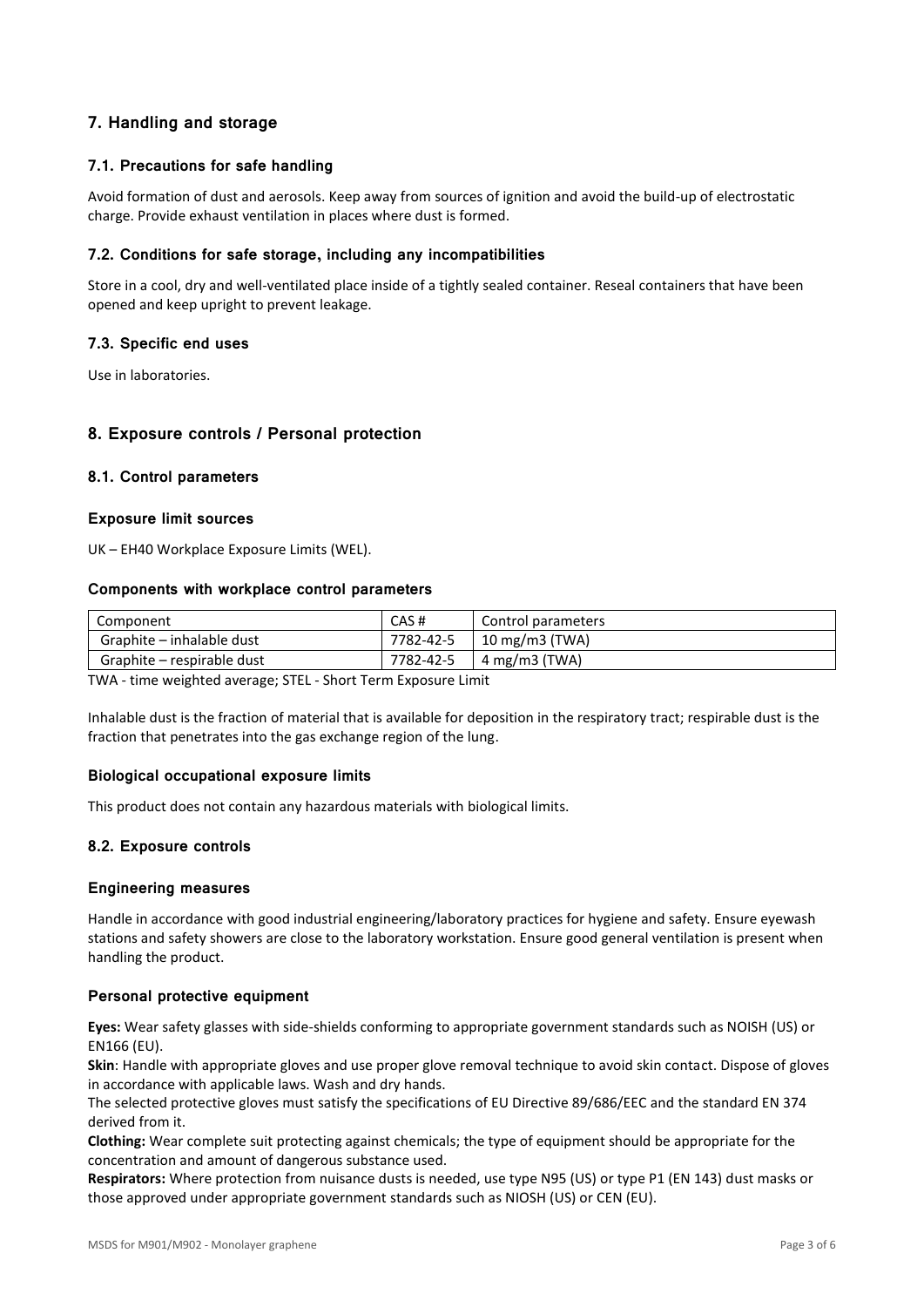## 7. Handling and storage

### 7.1. Precautions for safe handling

Avoid formation of dust and aerosols. Keep away from sources of ignition and avoid the build-up of electrostatic charge. Provide exhaust ventilation in places where dust is formed.

### 7.2. Conditions for safe storage, including any incompatibilities

Store in a cool, dry and well-ventilated place inside of a tightly sealed container. Reseal containers that have been opened and keep upright to prevent leakage.

### 7.3. Specific end uses

Use in laboratories.

## 8. Exposure controls / Personal protection

### 8.1. Control parameters

#### Exposure limit sources

UK – EH40 Workplace Exposure Limits (WEL).

#### Components with workplace control parameters

| Component | CAS # | Control parameters |
|---|---|---|
| Graphite – inhalable dust | 7782-42-5 | 10 mg/m3 (TWA) |
| Graphite – respirable dust | 7782-42-5 | 4 mg/m3 (TWA) |

TWA - time weighted average; STEL - Short Term Exposure Limit

Inhalable dust is the fraction of material that is available for deposition in the respiratory tract; respirable dust is the fraction that penetrates into the gas exchange region of the lung.

#### Biological occupational exposure limits

This product does not contain any hazardous materials with biological limits.

### 8.2. Exposure controls

#### Engineering measures

Handle in accordance with good industrial engineering/laboratory practices for hygiene and safety. Ensure eyewash stations and safety showers are close to the laboratory workstation. Ensure good general ventilation is present when handling the product.

#### Personal protective equipment

**Eyes:** Wear safety glasses with side-shields conforming to appropriate government standards such as NOISH (US) or EN166 (EU).
**Skin**: Handle with appropriate gloves and use proper glove removal technique to avoid skin contact. Dispose of gloves in accordance with applicable laws. Wash and dry hands.
The selected protective gloves must satisfy the specifications of EU Directive 89/686/EEC and the standard EN 374 derived from it.
**Clothing:** Wear complete suit protecting against chemicals; the type of equipment should be appropriate for the concentration and amount of dangerous substance used.
**Respirators:** Where protection from nuisance dusts is needed, use type N95 (US) or type P1 (EN 143) dust masks or those approved under appropriate government standards such as NIOSH (US) or CEN (EU).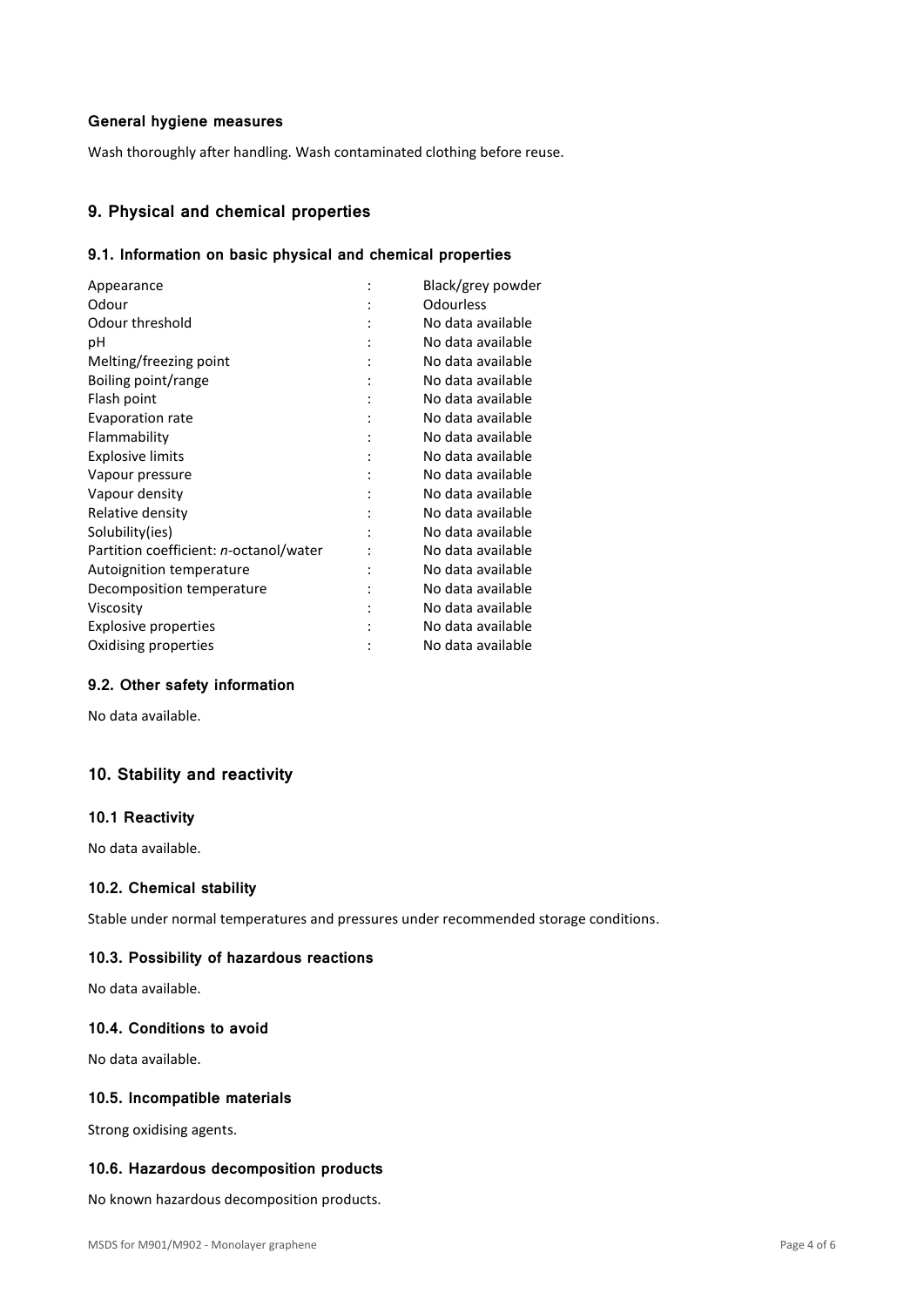### General hygiene measures

Wash thoroughly after handling. Wash contaminated clothing before reuse.

## 9. Physical and chemical properties

### 9.1. Information on basic physical and chemical properties

| Property | | Value |
|---|---|---|
| Appearance | : | Black/grey powder |
| Odour | : | Odourless |
| Odour threshold | : | No data available |
| pH | : | No data available |
| Melting/freezing point | : | No data available |
| Boiling point/range | : | No data available |
| Flash point | : | No data available |
| Evaporation rate | : | No data available |
| Flammability | : | No data available |
| Explosive limits | : | No data available |
| Vapour pressure | : | No data available |
| Vapour density | : | No data available |
| Relative density | : | No data available |
| Solubility(ies) | : | No data available |
| Partition coefficient: *n*-octanol/water | : | No data available |
| Autoignition temperature | : | No data available |
| Decomposition temperature | : | No data available |
| Viscosity | : | No data available |
| Explosive properties | : | No data available |
| Oxidising properties | : | No data available |

### 9.2. Other safety information

No data available.

## 10. Stability and reactivity

### 10.1 Reactivity

No data available.

### 10.2. Chemical stability

Stable under normal temperatures and pressures under recommended storage conditions.

### 10.3. Possibility of hazardous reactions

No data available.

### 10.4. Conditions to avoid

No data available.

### 10.5. Incompatible materials

Strong oxidising agents.

### 10.6. Hazardous decomposition products

No known hazardous decomposition products.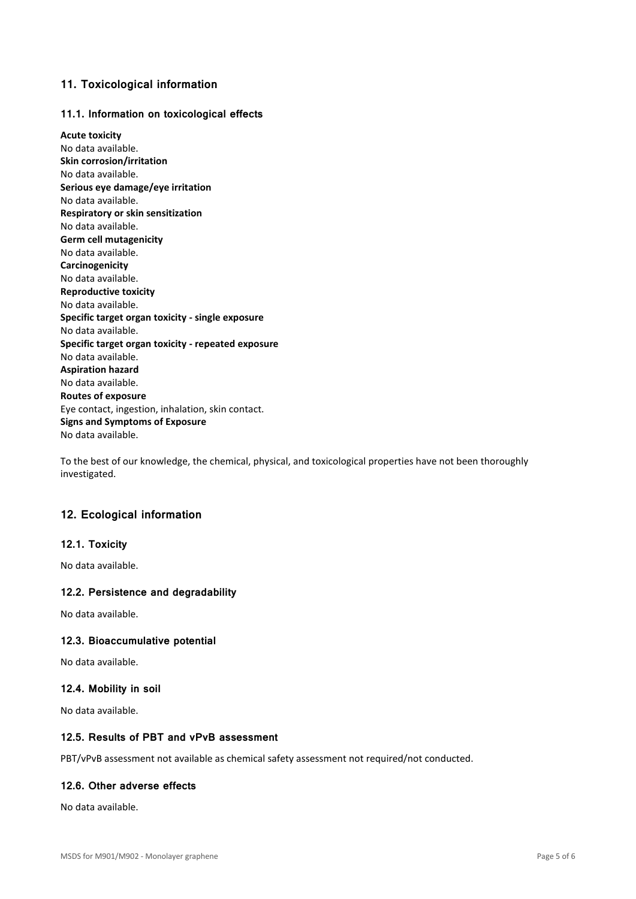## 11. Toxicological information

### 11.1. Information on toxicological effects

**Acute toxicity**
No data available.
**Skin corrosion/irritation**
No data available.
**Serious eye damage/eye irritation**
No data available.
**Respiratory or skin sensitization**
No data available.
**Germ cell mutagenicity**
No data available.
**Carcinogenicity**
No data available.
**Reproductive toxicity**
No data available.
**Specific target organ toxicity - single exposure**
No data available.
**Specific target organ toxicity - repeated exposure**
No data available.
**Aspiration hazard**
No data available.
**Routes of exposure**
Eye contact, ingestion, inhalation, skin contact.
**Signs and Symptoms of Exposure**
No data available.

To the best of our knowledge, the chemical, physical, and toxicological properties have not been thoroughly investigated.

## 12. Ecological information

### 12.1. Toxicity

No data available.

### 12.2. Persistence and degradability

No data available.

### 12.3. Bioaccumulative potential

No data available.

### 12.4. Mobility in soil

No data available.

### 12.5. Results of PBT and vPvB assessment

PBT/vPvB assessment not available as chemical safety assessment not required/not conducted.

### 12.6. Other adverse effects

No data available.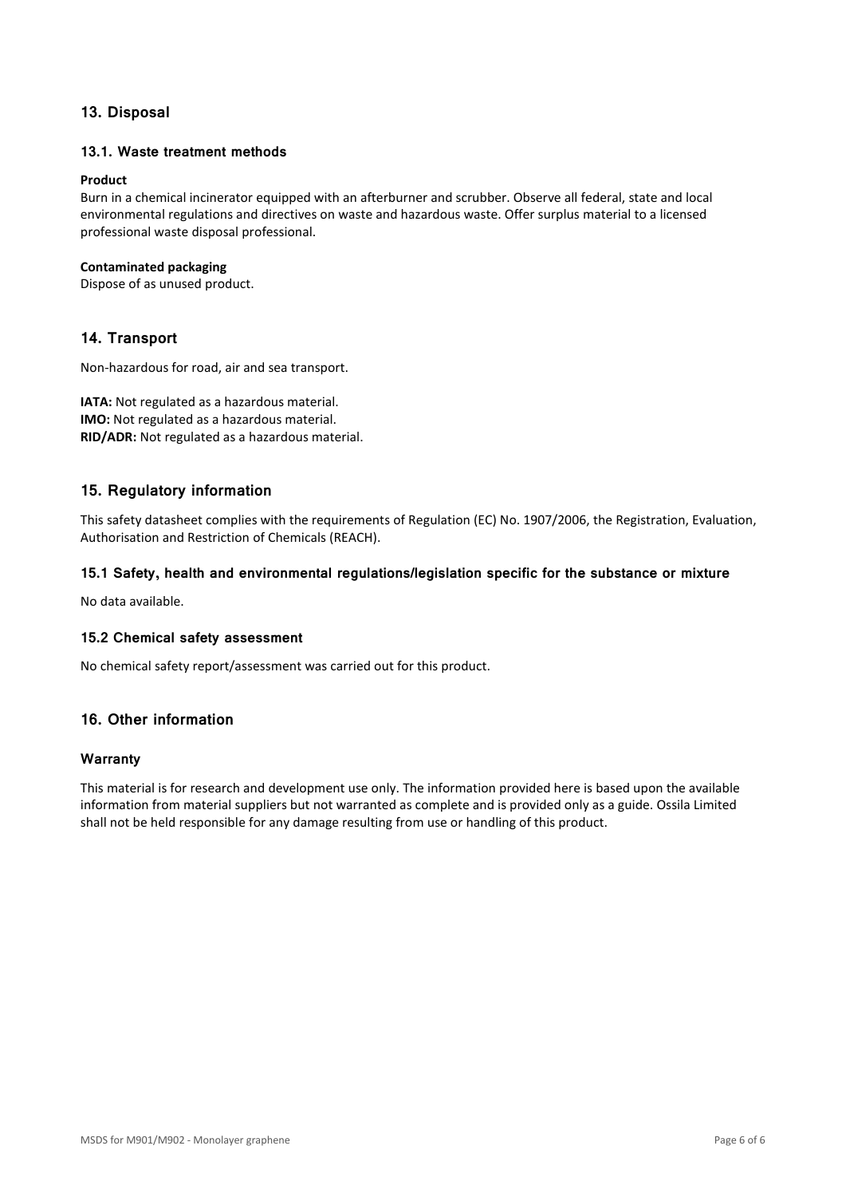## 13. Disposal

### 13.1. Waste treatment methods

**Product**

Burn in a chemical incinerator equipped with an afterburner and scrubber. Observe all federal, state and local environmental regulations and directives on waste and hazardous waste. Offer surplus material to a licensed professional waste disposal professional.

**Contaminated packaging**

Dispose of as unused product.

## 14. Transport

Non-hazardous for road, air and sea transport.

**IATA:** Not regulated as a hazardous material.
**IMO:** Not regulated as a hazardous material.
**RID/ADR:** Not regulated as a hazardous material.

## 15. Regulatory information

This safety datasheet complies with the requirements of Regulation (EC) No. 1907/2006, the Registration, Evaluation, Authorisation and Restriction of Chemicals (REACH).

### 15.1 Safety, health and environmental regulations/legislation specific for the substance or mixture

No data available.

### 15.2 Chemical safety assessment

No chemical safety report/assessment was carried out for this product.

## 16. Other information

### Warranty

This material is for research and development use only. The information provided here is based upon the available information from material suppliers but not warranted as complete and is provided only as a guide. Ossila Limited shall not be held responsible for any damage resulting from use or handling of this product.